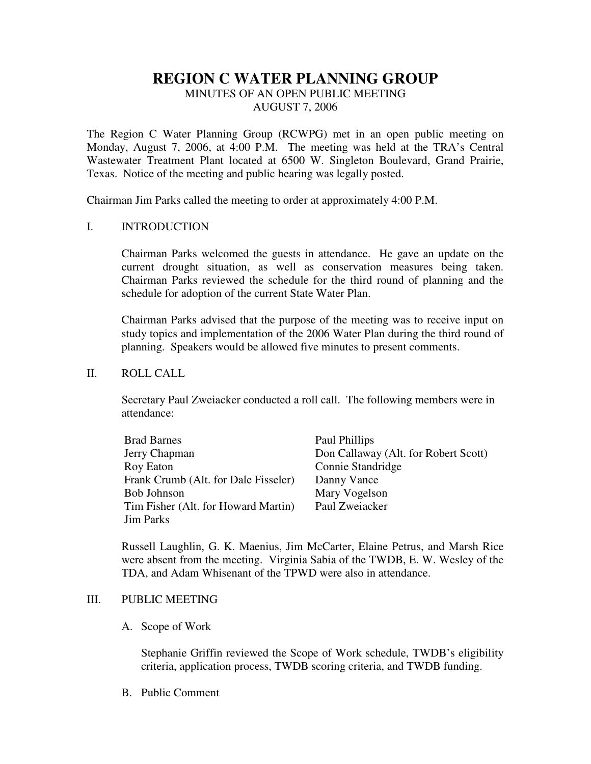# REGION C WATER PLANNING GROUP

MINUTES OF AN OPEN PUBLIC MEETING
AUGUST 7, 2006

The Region C Water Planning Group (RCWPG) met in an open public meeting on Monday, August 7, 2006, at 4:00 P.M. The meeting was held at the TRA's Central Wastewater Treatment Plant located at 6500 W. Singleton Boulevard, Grand Prairie, Texas. Notice of the meeting and public hearing was legally posted.

Chairman Jim Parks called the meeting to order at approximately 4:00 P.M.

## I. INTRODUCTION

Chairman Parks welcomed the guests in attendance. He gave an update on the current drought situation, as well as conservation measures being taken. Chairman Parks reviewed the schedule for the third round of planning and the schedule for adoption of the current State Water Plan.

Chairman Parks advised that the purpose of the meeting was to receive input on study topics and implementation of the 2006 Water Plan during the third round of planning. Speakers would be allowed five minutes to present comments.

## II. ROLL CALL

Secretary Paul Zweiacker conducted a roll call. The following members were in attendance:

| | |
|---|---|
| Brad Barnes | Paul Phillips |
| Jerry Chapman | Don Callaway (Alt. for Robert Scott) |
| Roy Eaton | Connie Standridge |
| Frank Crumb (Alt. for Dale Fisseler) | Danny Vance |
| Bob Johnson | Mary Vogelson |
| Tim Fisher (Alt. for Howard Martin) | Paul Zweiacker |
| Jim Parks | |

Russell Laughlin, G. K. Maenius, Jim McCarter, Elaine Petrus, and Marsh Rice were absent from the meeting. Virginia Sabia of the TWDB, E. W. Wesley of the TDA, and Adam Whisenant of the TPWD were also in attendance.

## III. PUBLIC MEETING

### A. Scope of Work

Stephanie Griffin reviewed the Scope of Work schedule, TWDB's eligibility criteria, application process, TWDB scoring criteria, and TWDB funding.

### B. Public Comment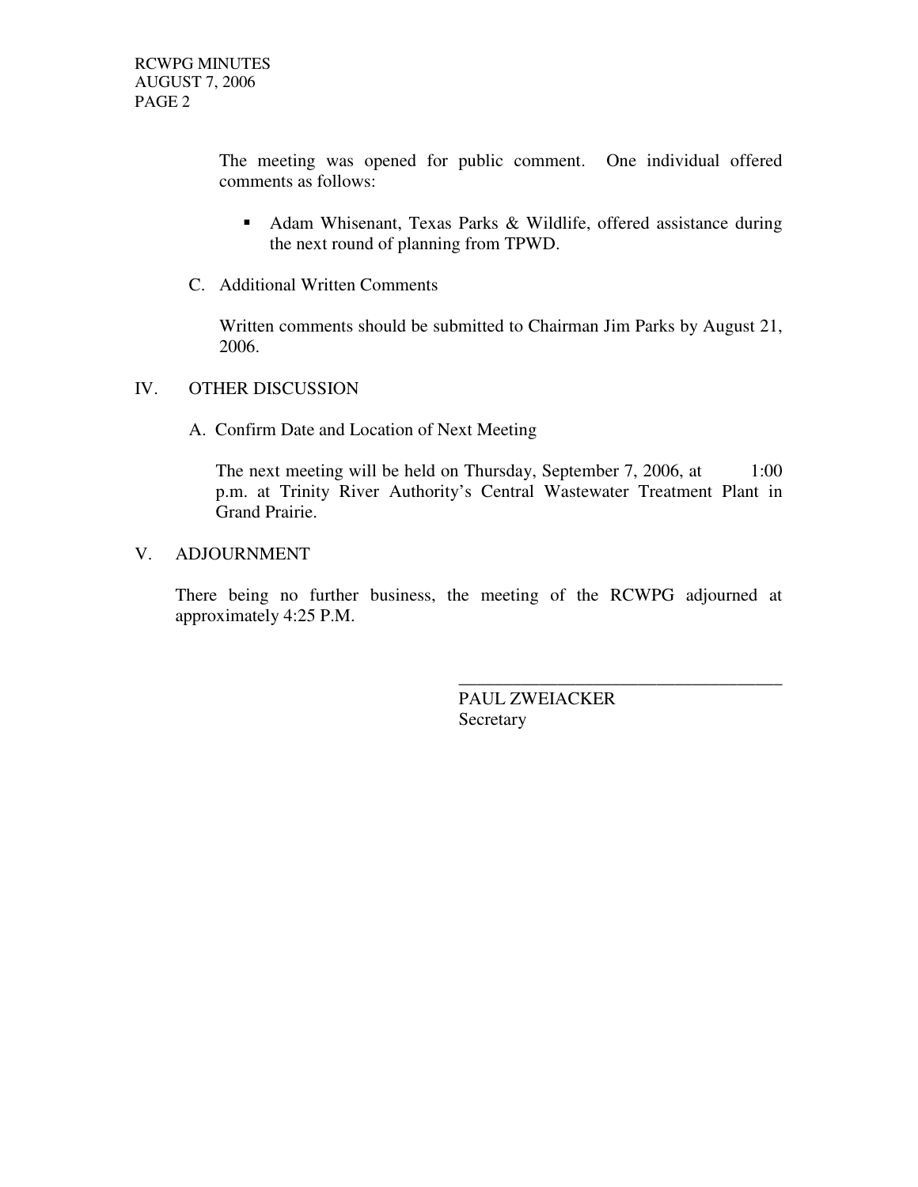The meeting was opened for public comment. One individual offered comments as follows:

- Adam Whisenant, Texas Parks & Wildlife, offered assistance during the next round of planning from TPWD.

C. Additional Written Comments

Written comments should be submitted to Chairman Jim Parks by August 21, 2006.

## IV. OTHER DISCUSSION

A. Confirm Date and Location of Next Meeting

The next meeting will be held on Thursday, September 7, 2006, at 1:00 p.m. at Trinity River Authority's Central Wastewater Treatment Plant in Grand Prairie.

## V. ADJOURNMENT

There being no further business, the meeting of the RCWPG adjourned at approximately 4:25 P.M.

\_\_\_\_\_\_\_\_\_\_\_\_\_\_\_\_\_\_\_\_\_\_\_\_\_\_\_\_\_\_\_\_\_\_\_\_
PAUL ZWEIACKER
Secretary